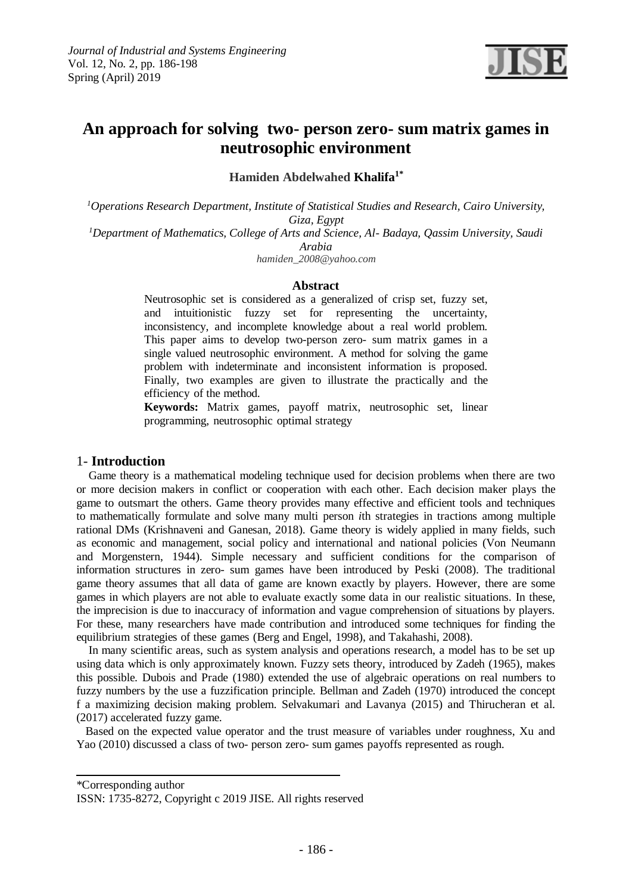# An approach for solving two- person zero- sum matrix games in neutrosophic environment

**Hamiden Abdelwahed Khalifa[1*]**

[1]*Operations Research Department, Institute of Statistical Studies and Research, Cairo University, Giza, Egypt*

[1]*Department of Mathematics, College of Arts and Science, Al- Badaya, Qassim University, Saudi Arabia*

*hamiden_2008@yahoo.com*

## Abstract

Neutrosophic set is considered as a generalized of crisp set, fuzzy set, and intuitionistic fuzzy set for representing the uncertainty, inconsistency, and incomplete knowledge about a real world problem. This paper aims to develop two-person zero- sum matrix games in a single valued neutrosophic environment. A method for solving the game problem with indeterminate and inconsistent information is proposed. Finally, two examples are given to illustrate the practically and the efficiency of the method.

**Keywords:** Matrix games, payoff matrix, neutrosophic set, linear programming, neutrosophic optimal strategy

## 1- Introduction

Game theory is a mathematical modeling technique used for decision problems when there are two or more decision makers in conflict or cooperation with each other. Each decision maker plays the game to outsmart the others. Game theory provides many effective and efficient tools and techniques to mathematically formulate and solve many multi person *i*th strategies in tractions among multiple rational DMs (Krishnaveni and Ganesan, 2018). Game theory is widely applied in many fields, such as economic and management, social policy and international and national policies (Von Neumann and Morgenstern, 1944). Simple necessary and sufficient conditions for the comparison of information structures in zero- sum games have been introduced by Peski (2008). The traditional game theory assumes that all data of game are known exactly by players. However, there are some games in which players are not able to evaluate exactly some data in our realistic situations. In these, the imprecision is due to inaccuracy of information and vague comprehension of situations by players. For these, many researchers have made contribution and introduced some techniques for finding the equilibrium strategies of these games (Berg and Engel, 1998), and Takahashi, 2008).

In many scientific areas, such as system analysis and operations research, a model has to be set up using data which is only approximately known. Fuzzy sets theory, introduced by Zadeh (1965), makes this possible. Dubois and Prade (1980) extended the use of algebraic operations on real numbers to fuzzy numbers by the use a fuzzification principle. Bellman and Zadeh (1970) introduced the concept f a maximizing decision making problem. Selvakumari and Lavanya (2015) and Thirucheran et al. (2017) accelerated fuzzy game.

Based on the expected value operator and the trust measure of variables under roughness, Xu and Yao (2010) discussed a class of two- person zero- sum games payoffs represented as rough.

---

*Corresponding author

ISSN: 1735-8272, Copyright c 2019 JISE. All rights reserved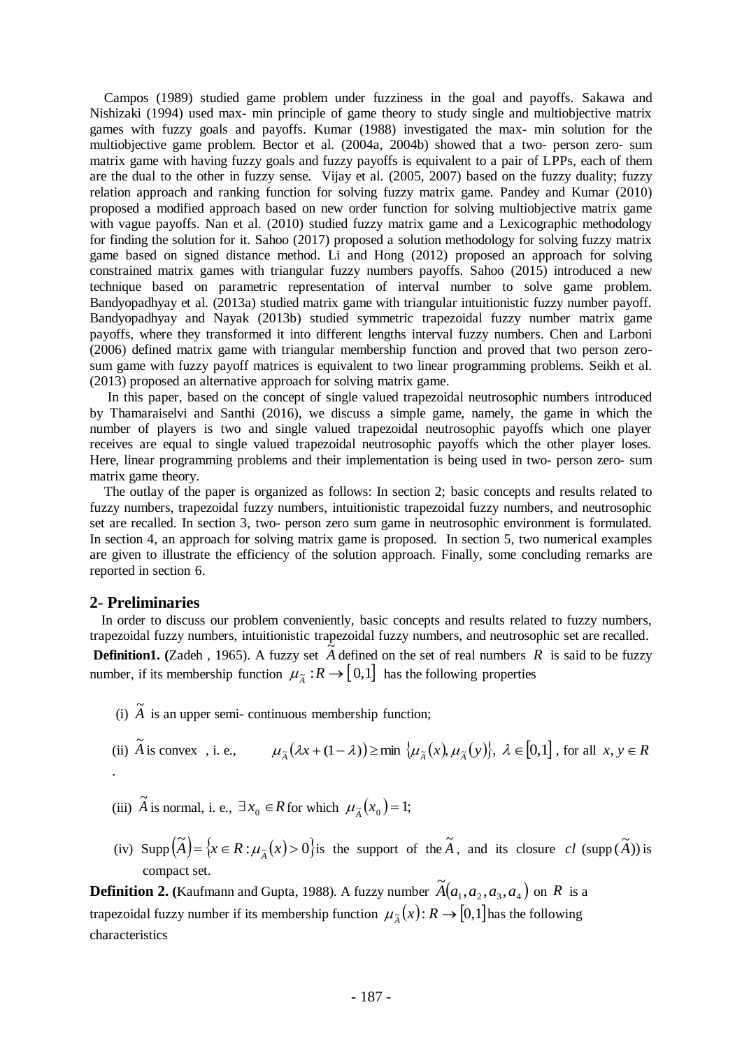Campos (1989) studied game problem under fuzziness in the goal and payoffs. Sakawa and Nishizaki (1994) used max- min principle of game theory to study single and multiobjective matrix games with fuzzy goals and payoffs. Kumar (1988) investigated the max- min solution for the multiobjective game problem. Bector et al. (2004a, 2004b) showed that a two- person zero- sum matrix game with having fuzzy goals and fuzzy payoffs is equivalent to a pair of LPPs, each of them are the dual to the other in fuzzy sense. Vijay et al. (2005, 2007) based on the fuzzy duality; fuzzy relation approach and ranking function for solving fuzzy matrix game. Pandey and Kumar (2010) proposed a modified approach based on new order function for solving multiobjective matrix game with vague payoffs. Nan et al. (2010) studied fuzzy matrix game and a Lexicographic methodology for finding the solution for it. Sahoo (2017) proposed a solution methodology for solving fuzzy matrix game based on signed distance method. Li and Hong (2012) proposed an approach for solving constrained matrix games with triangular fuzzy numbers payoffs. Sahoo (2015) introduced a new technique based on parametric representation of interval number to solve game problem. Bandyopadhyay et al. (2013a) studied matrix game with triangular intuitionistic fuzzy number payoff. Bandyopadhyay and Nayak (2013b) studied symmetric trapezoidal fuzzy number matrix game payoffs, where they transformed it into different lengths interval fuzzy numbers. Chen and Larboni (2006) defined matrix game with triangular membership function and proved that two person zero-sum game with fuzzy payoff matrices is equivalent to two linear programming problems. Seikh et al. (2013) proposed an alternative approach for solving matrix game.

In this paper, based on the concept of single valued trapezoidal neutrosophic numbers introduced by Thamaraiselvi and Santhi (2016), we discuss a simple game, namely, the game in which the number of players is two and single valued trapezoidal neutrosophic payoffs which one player receives are equal to single valued trapezoidal neutrosophic payoffs which the other player loses. Here, linear programming problems and their implementation is being used in two- person zero- sum matrix game theory.

The outlay of the paper is organized as follows: In section 2; basic concepts and results related to fuzzy numbers, trapezoidal fuzzy numbers, intuitionistic trapezoidal fuzzy numbers, and neutrosophic set are recalled. In section 3, two- person zero sum game in neutrosophic environment is formulated. In section 4, an approach for solving matrix game is proposed. In section 5, two numerical examples are given to illustrate the efficiency of the solution approach. Finally, some concluding remarks are reported in section 6.

## 2- Preliminaries

In order to discuss our problem conveniently, basic concepts and results related to fuzzy numbers, trapezoidal fuzzy numbers, intuitionistic trapezoidal fuzzy numbers, and neutrosophic set are recalled.

**Definition1. (**Zadeh , 1965). A fuzzy set $\tilde{A}$ defined on the set of real numbers $R$ is said to be fuzzy number, if its membership function $\mu_{\tilde{A}} : R \to [0,1]$ has the following properties

(i) $\tilde{A}$ is an upper semi- continuous membership function;

(ii) $\tilde{A}$ is convex , i. e., $\mu_{\tilde{A}}(\lambda x + (1-\lambda)) \geq \min \{\mu_{\tilde{A}}(x), \mu_{\tilde{A}}(y)\},\ \lambda \in [0,1]$ , for all $x, y \in R$ .

(iii) $\tilde{A}$ is normal, i. e., $\exists x_0 \in R$ for which $\mu_{\tilde{A}}(x_0) = 1;$

(iv) $\text{Supp}(\tilde{A}) = \{x \in R : \mu_{\tilde{A}}(x) > 0\}$ is the support of the $\tilde{A}$, and its closure $cl$ $(\text{supp}(\tilde{A}))$ is compact set.

**Definition 2. (**Kaufmann and Gupta, 1988). A fuzzy number $\tilde{A}(a_1, a_2, a_3, a_4)$ on $R$ is a trapezoidal fuzzy number if its membership function $\mu_{\tilde{A}}(x): R \to [0,1]$ has the following characteristics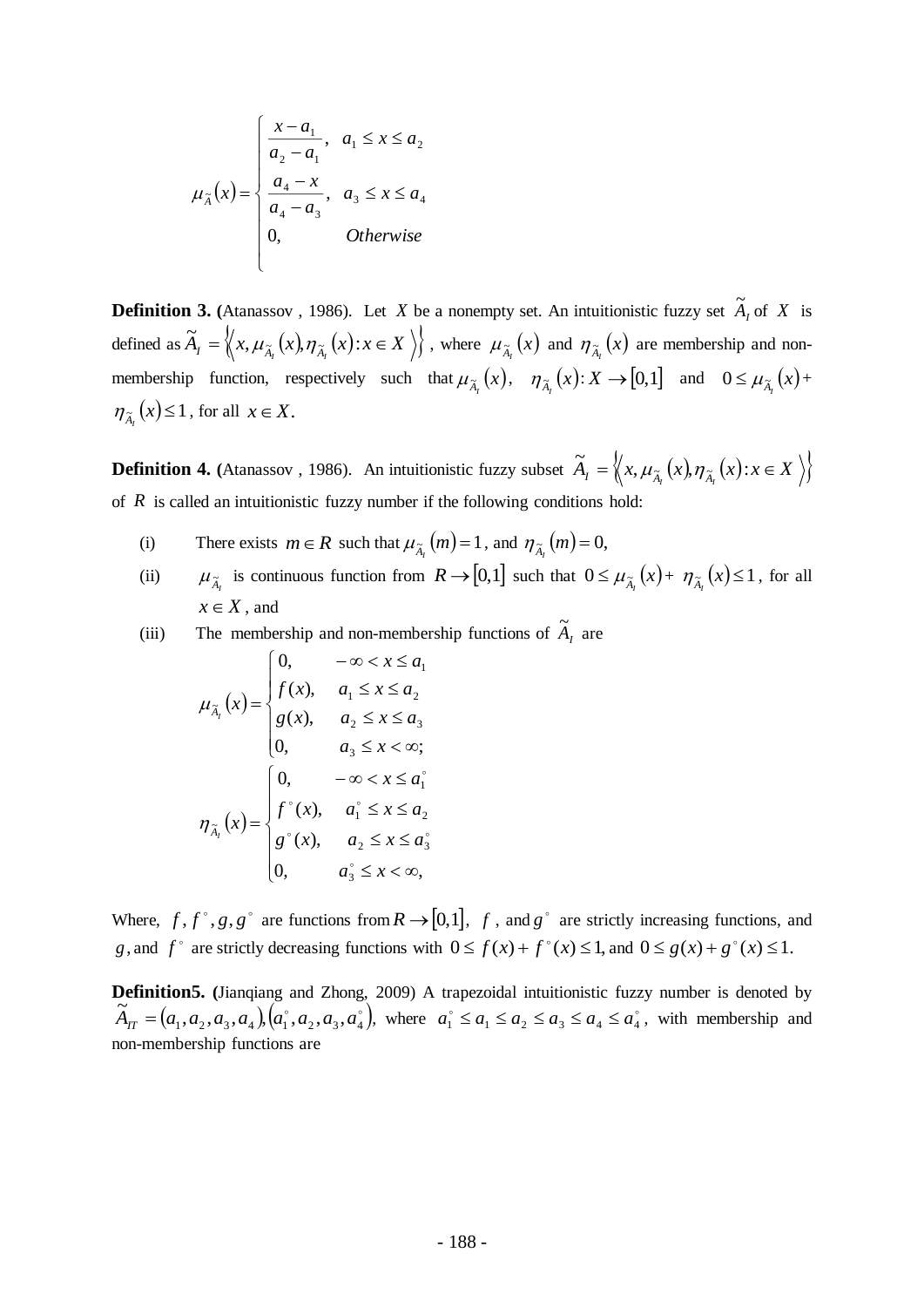$$\mu_{\tilde{A}}(x) = \begin{cases} \dfrac{x-a_1}{a_2-a_1}, & a_1 \le x \le a_2 \\ \dfrac{a_4-x}{a_4-a_3}, & a_3 \le x \le a_4 \\ 0, & Otherwise \end{cases}$$

**Definition 3. (**Atanassov , 1986). Let $X$ be a nonempty set. An intuitionistic fuzzy set $\tilde{A}_I$ of $X$ is defined as $\tilde{A}_I = \left\{ \left\langle x, \mu_{\tilde{A}_I}(x), \eta_{\tilde{A}_I}(x) : x \in X \right\rangle \right\}$, where $\mu_{\tilde{A}_I}(x)$ and $\eta_{\tilde{A}_I}(x)$ are membership and non-membership function, respectively such that $\mu_{\tilde{A}_I}(x), \quad \eta_{\tilde{A}_I}(x) : X \to [0,1]$ and $0 \le \mu_{\tilde{A}_I}(x) + \eta_{\tilde{A}_I}(x) \le 1$, for all $x \in X$.

**Definition 4. (**Atanassov , 1986). An intuitionistic fuzzy subset $\tilde{A}_I = \left\{ \left\langle x, \mu_{\tilde{A}_I}(x), \eta_{\tilde{A}_I}(x) : x \in X \right\rangle \right\}$ of $R$ is called an intuitionistic fuzzy number if the following conditions hold:

(i) There exists $m \in R$ such that $\mu_{\tilde{A}_I}(m) = 1$, and $\eta_{\tilde{A}_I}(m) = 0$,

(ii) $\mu_{\tilde{A}_I}$ is continuous function from $R \to [0,1]$ such that $0 \le \mu_{\tilde{A}_I}(x) + \eta_{\tilde{A}_I}(x) \le 1$, for all $x \in X$, and

(iii) The membership and non-membership functions of $\tilde{A}_I$ are

$$\mu_{\tilde{A}_I}(x) = \begin{cases} 0, & -\infty < x \le a_1 \\ f(x), & a_1 \le x \le a_2 \\ g(x), & a_2 \le x \le a_3 \\ 0, & a_3 \le x < \infty; \end{cases}$$

$$\eta_{\tilde{A}_I}(x) = \begin{cases} 0, & -\infty < x \le a_1^{\circ} \\ f^{\circ}(x), & a_1^{\circ} \le x \le a_2 \\ g^{\circ}(x), & a_2 \le x \le a_3^{\circ} \\ 0, & a_3^{\circ} \le x < \infty, \end{cases}$$

Where, $f, f^{\circ}, g, g^{\circ}$ are functions from $R \to [0,1]$, $f$, and $g^{\circ}$ are strictly increasing functions, and $g$, and $f^{\circ}$ are strictly decreasing functions with $0 \le f(x) + f^{\circ}(x) \le 1$, and $0 \le g(x) + g^{\circ}(x) \le 1$.

**Definition5. (**Jianqiang and Zhong, 2009) A trapezoidal intuitionistic fuzzy number is denoted by $\tilde{A}_{IT} = (a_1, a_2, a_3, a_4), (a_1^{\circ}, a_2, a_3, a_4^{\circ})$, where $a_1^{\circ} \le a_1 \le a_2 \le a_3 \le a_4 \le a_4^{\circ}$, with membership and non-membership functions are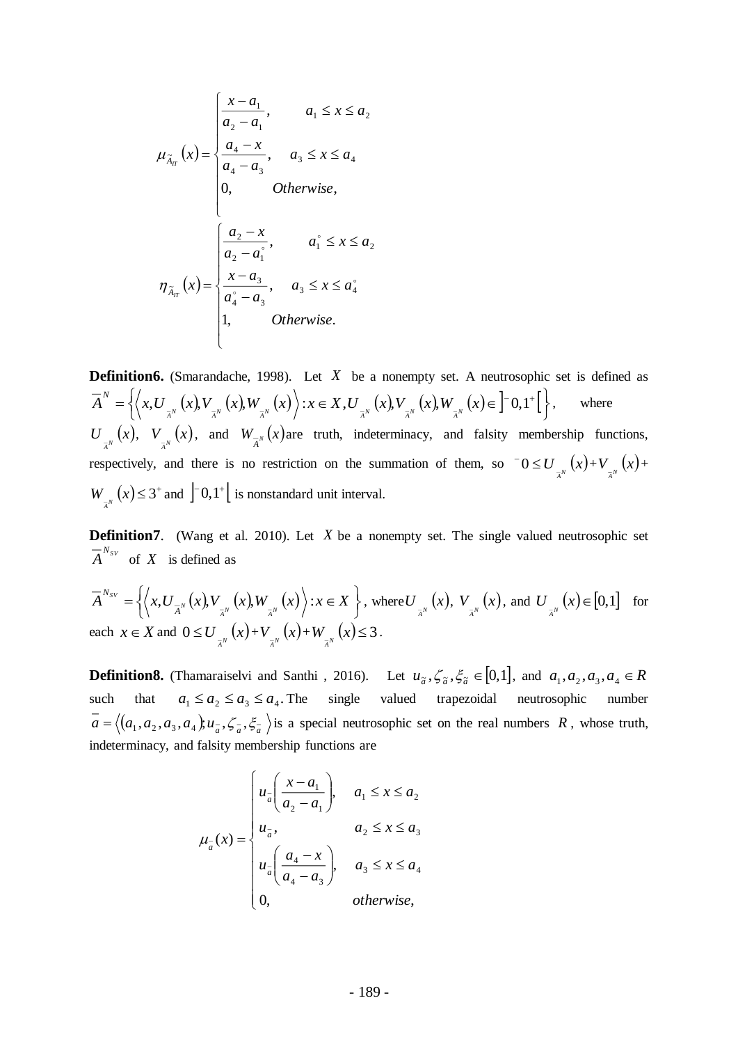$$\mu_{\tilde{A}_{IT}}(x) = \begin{cases} \dfrac{x-a_1}{a_2-a_1}, & a_1 \le x \le a_2 \\ \dfrac{a_4-x}{a_4-a_3}, & a_3 \le x \le a_4 \\ 0, & Otherwise, \end{cases}$$

$$\eta_{\tilde{A}_{IT}}(x) = \begin{cases} \dfrac{a_2-x}{a_2-a_1^{\circ}}, & a_1^{\circ} \le x \le a_2 \\ \dfrac{x-a_3}{a_4^{\circ}-a_3}, & a_3 \le x \le a_4^{\circ} \\ 1, & Otherwise. \end{cases}$$

**Definition6.** (Smarandache, 1998). Let $X$ be a nonempty set. A neutrosophic set is defined as $\overline{A}^N = \left\{ \left\langle x, U_{\overline{A}^N}(x), V_{\overline{A}^N}(x), W_{\overline{A}^N}(x) \right\rangle : x \in X, U_{\overline{A}^N}(x), V_{\overline{A}^N}(x), W_{\overline{A}^N}(x) \in \left] {}^-0, 1^+ \right[ \right\}$, where $U_{\overline{A}^N}(x)$, $V_{\overline{A}^N}(x)$, and $W_{\overline{A}^N}(x)$ are truth, indeterminacy, and falsity membership functions, respectively, and there is no restriction on the summation of them, so ${}^-0 \le U_{\overline{A}^N}(x) + V_{\overline{A}^N}(x) + W_{\overline{A}^N}(x) \le 3^+$ and $\left] {}^-0, 1^+ \right[$ is nonstandard unit interval.

**Definition7**. (Wang et al. 2010). Let $X$ be a nonempty set. The single valued neutrosophic set $\overline{A}^{N_{SV}}$ of $X$ is defined as

$\overline{A}^{N_{SV}} = \left\{ \left\langle x, U_{\overline{A}^N}(x), V_{\overline{A}^N}(x), W_{\overline{A}^N}(x) \right\rangle : x \in X \right\}$, where $U_{\overline{A}^N}(x)$, $V_{\overline{A}^N}(x)$, and $U_{\overline{A}^N}(x) \in [0,1]$ for each $x \in X$ and $0 \le U_{\overline{A}^N}(x) + V_{\overline{A}^N}(x) + W_{\overline{A}^N}(x) \le 3$.

**Definition8.** (Thamaraiselvi and Santhi , 2016). Let $u_{\tilde{a}}, \zeta_{\tilde{a}}, \xi_{\tilde{a}} \in [0,1]$, and $a_1, a_2, a_3, a_4 \in R$ such that $a_1 \le a_2 \le a_3 \le a_4$. The single valued trapezoidal neutrosophic number $\bar{a} = \left\langle (a_1, a_2, a_3, a_4); u_{\bar{a}}, \zeta_{\bar{a}}, \xi_{\bar{a}} \right\rangle$ is a special neutrosophic set on the real numbers $R$, whose truth, indeterminacy, and falsity membership functions are

$$\mu_{\bar{a}}(x) = \begin{cases} u_{\bar{a}}\left( \dfrac{x-a_1}{a_2-a_1} \right), & a_1 \le x \le a_2 \\ u_{\bar{a}}, & a_2 \le x \le a_3 \\ u_{\bar{a}}\left( \dfrac{a_4-x}{a_4-a_3} \right), & a_3 \le x \le a_4 \\ 0, & otherwise, \end{cases}$$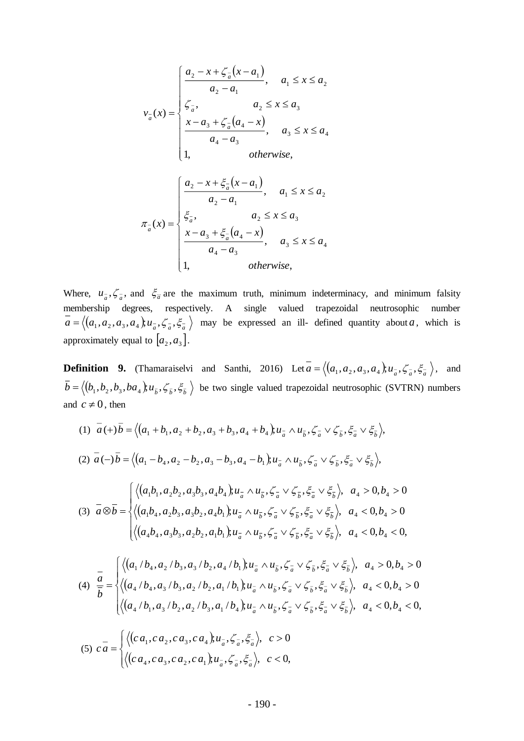$$
v_{\bar{a}}(x) = \begin{cases} \dfrac{a_2 - x + \zeta_{\bar{a}}(x - a_1)}{a_2 - a_1}, & a_1 \le x \le a_2 \\ \zeta_{\bar{a}}, & a_2 \le x \le a_3 \\ \dfrac{x - a_3 + \zeta_{\bar{a}}(a_4 - x)}{a_4 - a_3}, & a_3 \le x \le a_4 \\ 1, & otherwise, \end{cases}
$$

$$
\pi_{\bar{a}}(x) = \begin{cases} \dfrac{a_2 - x + \xi_{\bar{a}}(x - a_1)}{a_2 - a_1}, & a_1 \le x \le a_2 \\ \xi_{\bar{a}}, & a_2 \le x \le a_3 \\ \dfrac{x - a_3 + \xi_{\bar{a}}(a_4 - x)}{a_4 - a_3}, & a_3 \le x \le a_4 \\ 1, & otherwise, \end{cases}
$$

Where, $u_{\bar{a}}, \zeta_{\bar{a}}$, and $\xi_{\bar{a}}$ are the maximum truth, minimum indeterminacy, and minimum falsity membership degrees, respectively. A single valued trapezoidal neutrosophic number $\bar{a} = \langle (a_1, a_2, a_3, a_4); u_{\bar{a}}, \zeta_{\bar{a}}, \xi_{\bar{a}} \rangle$ may be expressed an ill- defined quantity about $a$, which is approximately equal to $[a_2, a_3]$.

**Definition 9.** (Thamaraiselvi and Santhi, 2016) Let $\bar{a} = \langle (a_1, a_2, a_3, a_4); u_{\bar{a}}, \zeta_{\bar{a}}, \xi_{\bar{a}} \rangle$, and $\bar{b} = \langle (b_1, b_2, b_3, ba_4); u_{\bar{b}}, \zeta_{\bar{b}}, \xi_{\bar{b}} \rangle$ be two single valued trapezoidal neutrosophic (SVTRN) numbers and $c \ne 0$, then

(1) $\bar{a}(+)\bar{b} = \langle (a_1 + b_1, a_2 + b_2, a_3 + b_3, a_4 + b_4); u_{\bar{a}} \wedge u_{\bar{b}}, \zeta_{\bar{a}} \vee \zeta_{\bar{b}}, \xi_{\bar{a}} \vee \xi_{\bar{b}} \rangle,$

(2) $\bar{a}(-)\bar{b} = \langle (a_1 - b_4, a_2 - b_2, a_3 - b_3, a_4 - b_1); u_{\bar{a}} \wedge u_{\bar{b}}, \zeta_{\bar{a}} \vee \zeta_{\bar{b}}, \xi_{\bar{a}} \vee \xi_{\bar{b}} \rangle,$

(3)
$$
\bar{a} \otimes \bar{b} = \begin{cases} \langle (a_1 b_1, a_2 b_2, a_3 b_3, a_4 b_4); u_{\bar{a}} \wedge u_{\bar{b}}, \zeta_{\bar{a}} \vee \zeta_{\bar{b}}, \xi_{\bar{a}} \vee \xi_{\bar{b}} \rangle, & a_4 > 0, b_4 > 0 \\ \langle (a_1 b_4, a_2 b_3, a_3 b_2, a_4 b_1); u_{\bar{a}} \wedge u_{\bar{b}}, \zeta_{\bar{a}} \vee \zeta_{\bar{b}}, \xi_{\bar{a}} \vee \xi_{\bar{b}} \rangle, & a_4 < 0, b_4 > 0 \\ \langle (a_4 b_4, a_3 b_3, a_2 b_2, a_1 b_1); u_{\bar{a}} \wedge u_{\bar{b}}, \zeta_{\bar{a}} \vee \zeta_{\bar{b}}, \xi_{\bar{a}} \vee \xi_{\bar{b}} \rangle, & a_4 < 0, b_4 < 0, \end{cases}
$$

(4)
$$
\frac{\bar{a}}{\bar{b}} = \begin{cases} \langle (a_1 / b_4, a_2 / b_3, a_3 / b_2, a_4 / b_1); u_{\bar{a}} \wedge u_{\bar{b}}, \zeta_{\bar{a}} \vee \zeta_{\bar{b}}, \xi_{\bar{a}} \vee \xi_{\bar{b}} \rangle, & a_4 > 0, b_4 > 0 \\ \langle (a_4 / b_4, a_3 / b_3, a_2 / b_2, a_1 / b_1); u_{\bar{a}} \wedge u_{\bar{b}}, \zeta_{\bar{a}} \vee \zeta_{\bar{b}}, \xi_{\bar{a}} \vee \xi_{\bar{b}} \rangle, & a_4 < 0, b_4 > 0 \\ \langle (a_4 / b_1, a_3 / b_2, a_2 / b_3, a_1 / b_4); u_{\bar{a}} \wedge u_{\bar{b}}, \zeta_{\bar{a}} \vee \zeta_{\bar{b}}, \xi_{\bar{a}} \vee \xi_{\bar{b}} \rangle, & a_4 < 0, b_4 < 0, \end{cases}
$$

(5)
$$
c\bar{a} = \begin{cases} \langle (c a_1, c a_2, c a_3, c a_4); u_{\bar{a}}, \zeta_{\bar{a}}, \xi_{\bar{a}} \rangle, & c > 0 \\ \langle (c a_4, c a_3, c a_2, c a_1); u_{\bar{a}}, \zeta_{\bar{a}}, \xi_{\bar{a}} \rangle, & c < 0, \end{cases}
$$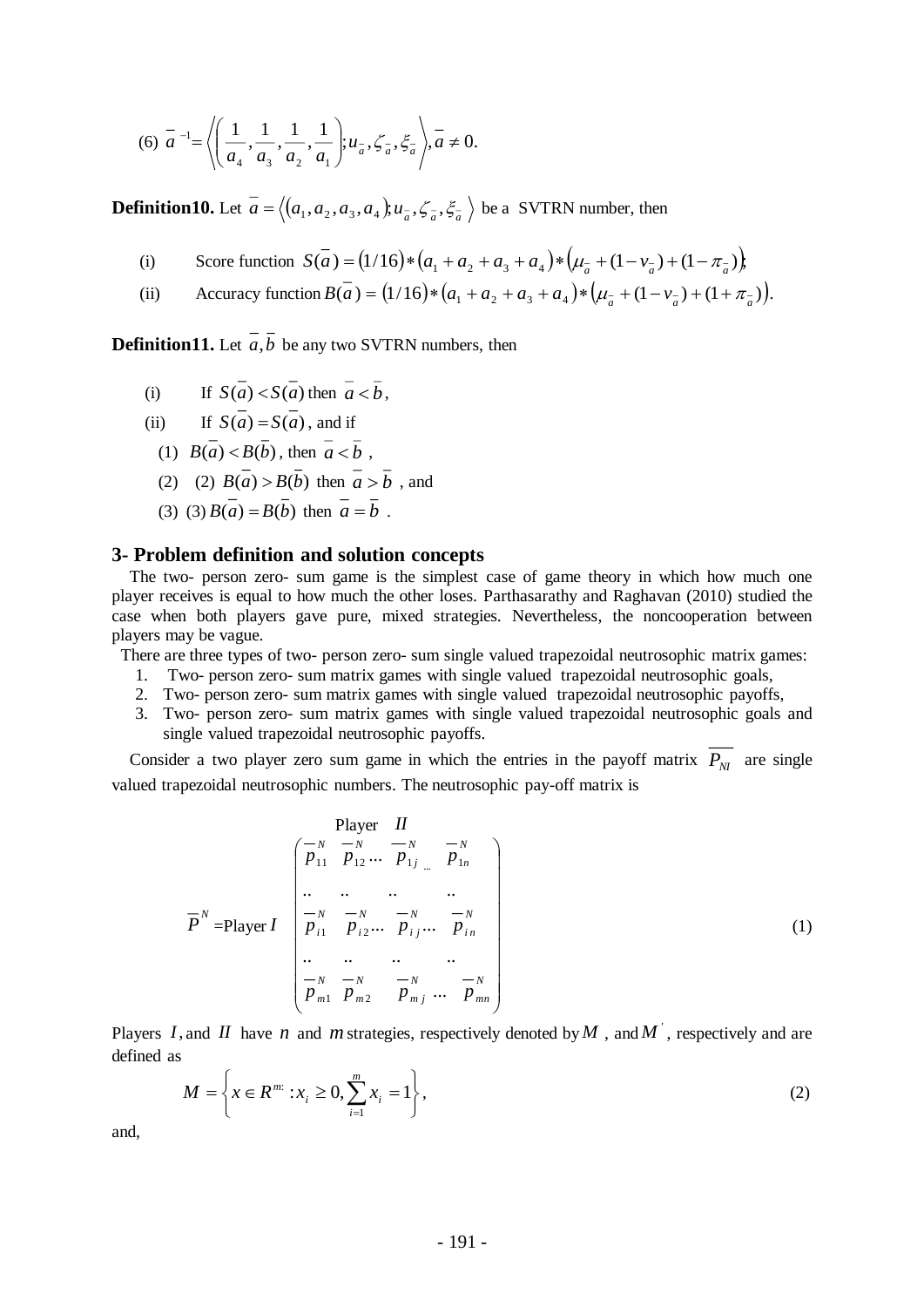(6) $\bar{a}^{-1} = \left\langle \left( \frac{1}{a_4}, \frac{1}{a_3}, \frac{1}{a_2}, \frac{1}{a_1} \right); u_{\bar{a}}, \zeta_{\bar{a}}, \xi_{\bar{a}} \right\rangle, \bar{a} \neq 0.$

**Definition10.** Let $\bar{a} = \left\langle (a_1, a_2, a_3, a_4); u_{\bar{a}}, \zeta_{\bar{a}}, \xi_{\bar{a}} \right\rangle$ be a SVTRN number, then

(i) Score function $S(\bar{a}) = (1/16) * (a_1 + a_2 + a_3 + a_4) * (\mu_{\bar{a}} + (1 - \nu_{\bar{a}}) + (1 - \pi_{\bar{a}}))$;

(ii) Accuracy function $B(\bar{a}) = (1/16) * (a_1 + a_2 + a_3 + a_4) * (\mu_{\bar{a}} + (1 - \nu_{\bar{a}}) + (1 + \pi_{\bar{a}}))$.

**Definition11.** Let $\bar{a}, \bar{b}$ be any two SVTRN numbers, then

(i) If $S(\bar{a}) < S(\bar{a})$ then $\bar{a} < \bar{b}$,

(ii) If $S(\bar{a}) = S(\bar{a})$, and if

(1) $B(\bar{a}) < B(\bar{b})$, then $\bar{a} < \bar{b}$ ,

(2) (2) $B(\bar{a}) > B(\bar{b})$ then $\bar{a} > \bar{b}$ , and

(3) (3) $B(\bar{a}) = B(\bar{b})$ then $\bar{a} = \bar{b}$ .

## 3- Problem definition and solution concepts

The two- person zero- sum game is the simplest case of game theory in which how much one player receives is equal to how much the other loses. Parthasarathy and Raghavan (2010) studied the case when both players gave pure, mixed strategies. Nevertheless, the noncooperation between players may be vague.

There are three types of two- person zero- sum single valued trapezoidal neutrosophic matrix games:

1. Two- person zero- sum matrix games with single valued trapezoidal neutrosophic goals,
2. Two- person zero- sum matrix games with single valued trapezoidal neutrosophic payoffs,
3. Two- person zero- sum matrix games with single valued trapezoidal neutrosophic goals and single valued trapezoidal neutrosophic payoffs.

Consider a two player zero sum game in which the entries in the payoff matrix $\overline{P_{NI}}$ are single valued trapezoidal neutrosophic numbers. The neutrosophic pay-off matrix is

$$\bar{P}^N = \text{Player } I \quad \overset{\text{Player } II}{\begin{pmatrix} \bar{p}_{11}^N & \bar{p}_{12}^N \cdots & \bar{p}_{1j}^N \cdots & \bar{p}_{1n}^N \\ \vdots & \vdots & \vdots & \vdots \\ \bar{p}_{i1}^N & \bar{p}_{i2}^N \cdots & \bar{p}_{ij}^N \cdots & \bar{p}_{in}^N \\ \vdots & \vdots & \vdots & \vdots \\ \bar{p}_{m1}^N & \bar{p}_{m2}^N & \bar{p}_{mj}^N \cdots & \bar{p}_{mn}^N \end{pmatrix}} \tag{1}$$

Players $I$, and $II$ have $n$ and $m$ strategies, respectively denoted by $M$ , and $M'$, respectively and are defined as

$$M = \left\{ x \in R^{m:} : x_i \geq 0, \sum_{i=1}^{m} x_i = 1 \right\}, \tag{2}$$

and,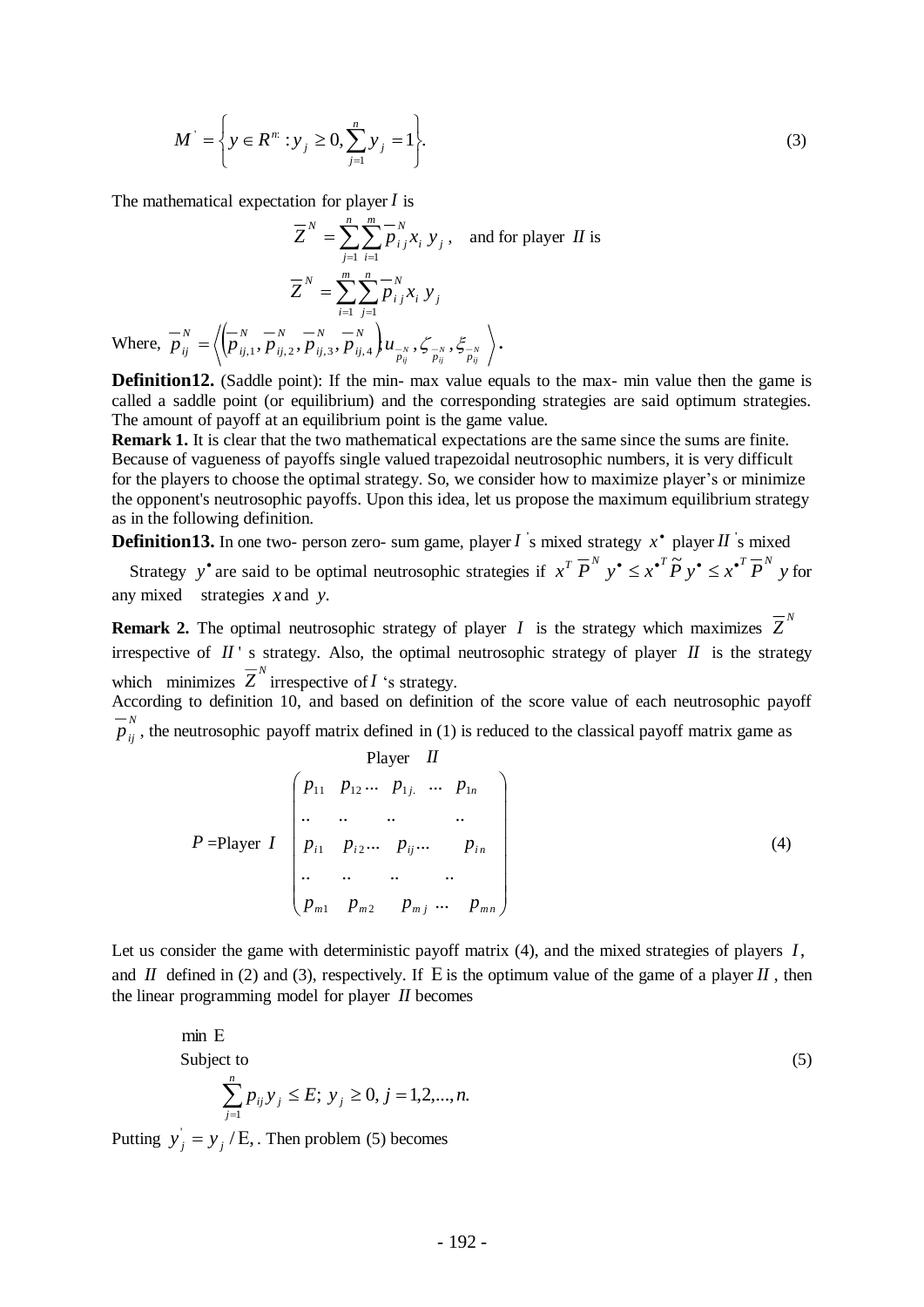$$M^{'} = \left\{ y \in R^{n:} : y_j \geq 0, \sum_{j=1}^{n} y_j = 1 \right\}. \tag{3}$$

The mathematical expectation for player $I$ is

$$\overline{Z}^N = \sum_{j=1}^{n} \sum_{i=1}^{m} \overline{p}_{ij}^N x_i \, y_j \,, \quad \text{and for player } II \text{ is}$$

$$\overline{Z}^N = \sum_{i=1}^{m} \sum_{j=1}^{n} \overline{p}_{ij}^N x_i \, y_j$$

Where, $\overline{p}_{ij}^N = \left\langle \left( \overline{p}_{ij,1}^N, \overline{p}_{ij,2}^N, \overline{p}_{ij,3}^N, \overline{p}_{ij,4}^N \right); u_{\overline{p}_{ij}^N}, \zeta_{\overline{p}_{ij}^N}, \xi_{\overline{p}_{ij}^N} \right\rangle.$

**Definition12.** (Saddle point): If the min- max value equals to the max- min value then the game is called a saddle point (or equilibrium) and the corresponding strategies are said optimum strategies. The amount of payoff at an equilibrium point is the game value.

**Remark 1.** It is clear that the two mathematical expectations are the same since the sums are finite. Because of vagueness of payoffs single valued trapezoidal neutrosophic numbers, it is very difficult for the players to choose the optimal strategy. So, we consider how to maximize player's or minimize the opponent's neutrosophic payoffs. Upon this idea, let us propose the maximum equilibrium strategy as in the following definition.

**Definition13.** In one two- person zero- sum game, player $I$'s mixed strategy $x^{\bullet}$ player $II$'s mixed Strategy $y^{\bullet}$ are said to be optimal neutrosophic strategies if $x^T \, \overline{P}^N \, y^{\bullet} \leq x^{\bullet T} \tilde{P} \, y^{\bullet} \leq x^{\bullet T} \, \overline{P}^N \, y$ for any mixed strategies $x$ and $y$.

**Remark 2.** The optimal neutrosophic strategy of player $I$ is the strategy which maximizes $\overline{Z}^N$ irrespective of $II$'s strategy. Also, the optimal neutrosophic strategy of player $II$ is the strategy which minimizes $\overline{Z}^N$ irrespective of $I$'s strategy.

According to definition 10, and based on definition of the score value of each neutrosophic payoff $\overline{p}_{ij}^N$, the neutrosophic payoff matrix defined in (1) is reduced to the classical payoff matrix game as

$$P = \text{Player } I \overset{\text{Player } II}{\begin{pmatrix} p_{11} & p_{12} \cdots & p_{1j} & \cdots & p_{1n} \\ .. & .. & .. & & .. \\ p_{i1} & p_{i2} \cdots & p_{ij} \cdots & & p_{in} \\ .. & .. & .. & .. & \\ p_{m1} & p_{m2} & p_{mj} & \cdots & p_{mn} \end{pmatrix}} \tag{4}$$

Let us consider the game with deterministic payoff matrix (4), and the mixed strategies of players $I$, and $II$ defined in (2) and (3), respectively. If $\mathrm{E}$ is the optimum value of the game of a player $II$, then the linear programming model for player $II$ becomes

$$\begin{aligned} &\min \ \mathrm{E} \\ &\text{Subject to} \\ &\sum_{j=1}^{n} p_{ij} y_j \leq E; \ y_j \geq 0, \ j = 1,2,...,n. \end{aligned} \tag{5}$$

Putting $y_j^{'} = y_j / \mathrm{E}$, . Then problem (5) becomes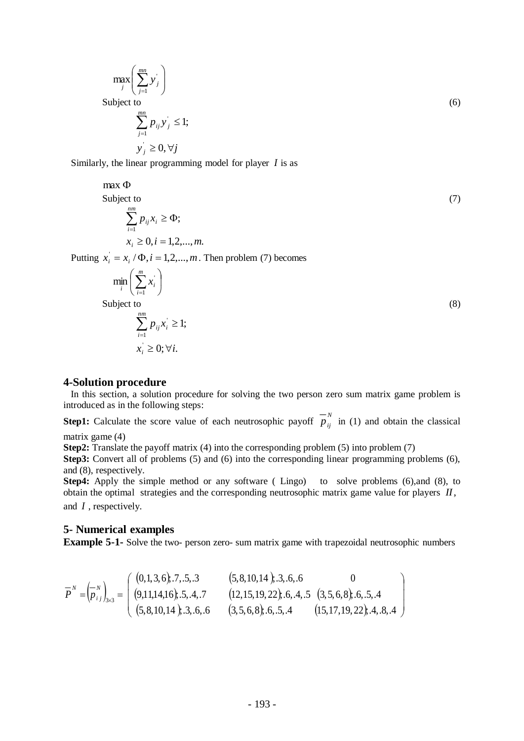$$\max_j \left( \sum_{j=1}^{mn} y_j^{'} \right)$$

Subject to (6)

$$\sum_{j=1}^{mn} p_{ij} y_j^{'} \leq 1;$$

$$y_j^{'} \geq 0, \forall j$$

Similarly, the linear programming model for player $I$ is as

$$\max \Phi$$

Subject to (7)

$$\sum_{i=1}^{nm} p_{ij} x_i \geq \Phi;$$

$$x_i \geq 0, i = 1,2,...,m.$$

Putting $x_i^{'} = x_i / \Phi, i = 1,2,...,m$. Then problem (7) becomes

$$\min_i \left( \sum_{i=1}^{m} x_i^{'} \right)$$

Subject to (8)

$$\sum_{i=1}^{nm} p_{ij} x_i^{'} \geq 1;$$

$$x_i^{'} \geq 0; \forall i.$$

## 4-Solution procedure

In this section, a solution procedure for solving the two person zero sum matrix game problem is introduced as in the following steps:

**Step1:** Calculate the score value of each neutrosophic payoff $\overline{p}_{ij}^{N}$ in (1) and obtain the classical matrix game (4)

**Step2:** Translate the payoff matrix (4) into the corresponding problem (5) into problem (7)

**Step3:** Convert all of problems (5) and (6) into the corresponding linear programming problems (6), and (8), respectively.

**Step4:** Apply the simple method or any software ( Lingo) to solve problems (6),and (8), to obtain the optimal strategies and the corresponding neutrosophic matrix game value for players $II$, and $I$ , respectively.

## 5- Numerical examples

**Example 5-1-** Solve the two- person zero- sum matrix game with trapezoidal neutrosophic numbers

$$\overline{P}^{N} = \left(\overline{p}_{ij}^{N}\right)_{3\times 3} = \begin{pmatrix} (0,1,3,6);.7,.5,.3 & (5,8,10,14);.3,.6,.6 & 0 \\ (9,11,14,16);.5,.4,.7 & (12,15,19,22);.6,.4,.5 & (3,5,6,8);.6,.5,.4 \\ (5,8,10,14);.3,.6,.6 & (3,5,6,8);.6,.5,.4 & (15,17,19,22);.4,.8,.4 \end{pmatrix}$$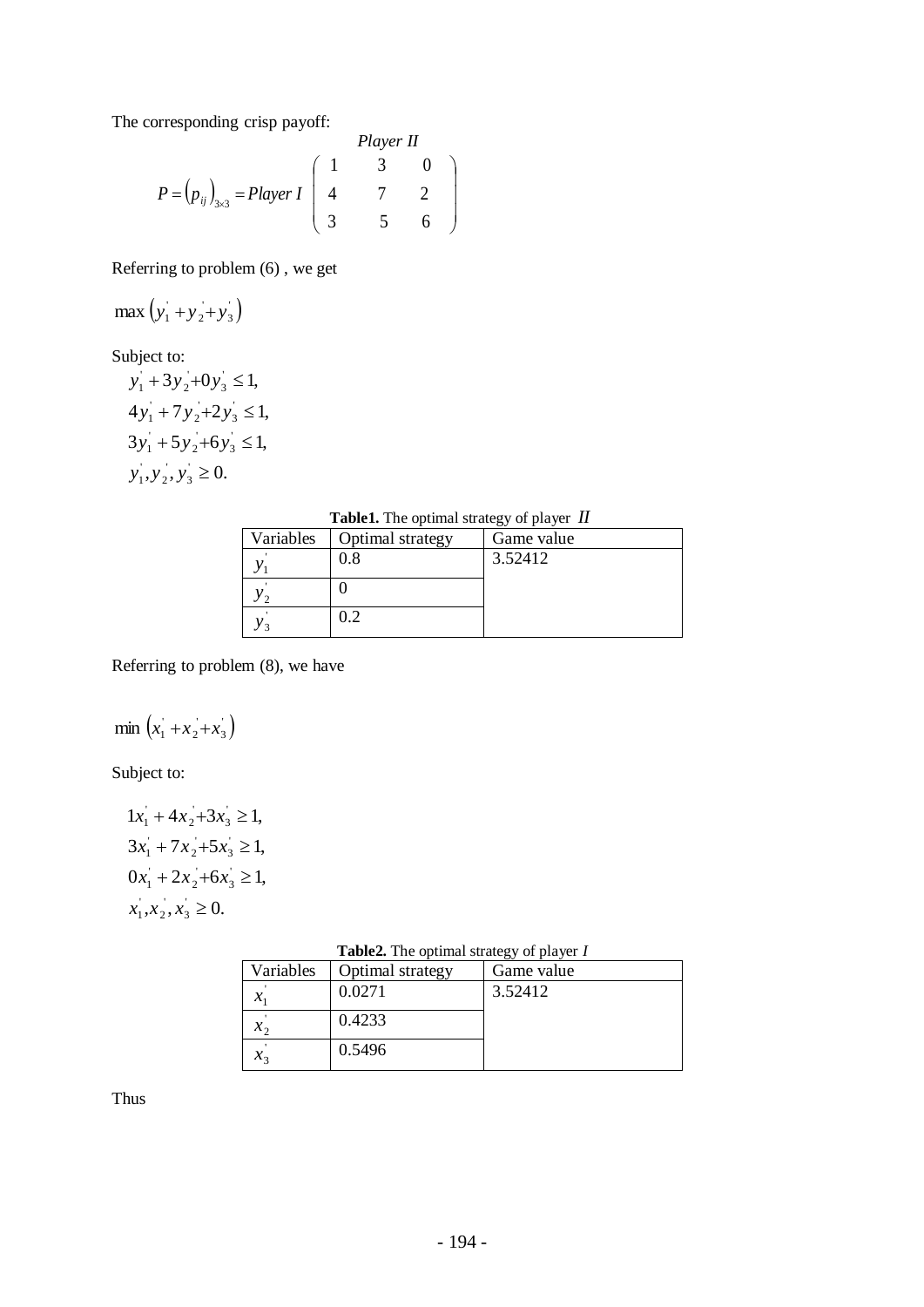The corresponding crisp payoff:

$$P = \left(p_{ij}\right)_{3\times 3} = \text{Player } I \overset{\text{Player } II}{\begin{pmatrix} 1 & 3 & 0 \\ 4 & 7 & 2 \\ 3 & 5 & 6 \end{pmatrix}}$$

Referring to problem (6) , we get

$$\max \left(y_1^{'} + y_2^{'} + y_3^{'}\right)$$

Subject to:

$$\begin{aligned}
& y_1^{'} + 3y_2^{'} + 0y_3^{'} \le 1, \\
& 4y_1^{'} + 7y_2^{'} + 2y_3^{'} \le 1, \\
& 3y_1^{'} + 5y_2^{'} + 6y_3^{'} \le 1, \\
& y_1^{'}, y_2^{'}, y_3^{'} \ge 0.
\end{aligned}$$

**Table1.** The optimal strategy of player $II$

| Variables | Optimal strategy | Game value |
|---|---|---|
| $y_1^{'}$ | 0.8 | 3.52412 |
| $y_2^{'}$ | 0 | |
| $y_3^{'}$ | 0.2 | |

Referring to problem (8), we have

$$\min \left(x_1^{'} + x_2^{'} + x_3^{'}\right)$$

Subject to:

$$\begin{aligned}
& 1x_1^{'} + 4x_2^{'} + 3x_3^{'} \ge 1, \\
& 3x_1^{'} + 7x_2^{'} + 5x_3^{'} \ge 1, \\
& 0x_1^{'} + 2x_2^{'} + 6x_3^{'} \ge 1, \\
& x_1^{'}, x_2^{'}, x_3^{'} \ge 0.
\end{aligned}$$

**Table2.** The optimal strategy of player *I*

| Variables | Optimal strategy | Game value |
|---|---|---|
| $x_1^{'}$ | 0.0271 | 3.52412 |
| $x_2^{'}$ | 0.4233 | |
| $x_3^{'}$ | 0.5496 | |

Thus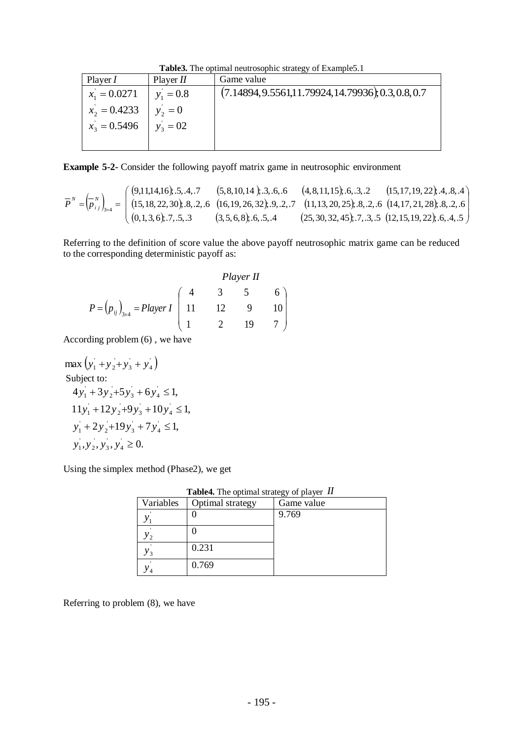**Table3.** The optimal neutrosophic strategy of Example5.1

| Player $I$ | Player $II$ | Game value |
|---|---|---|
| $x_1^{'} = 0.0271$ | $y_1^{'} = 0.8$ | $(7.14894, 9.5561, 11.79924, 14.79936); 0.3, 0.8, 0.7$ |
| $x_2^{'} = 0.4233$ | $y_2^{'} = 0$ | |
| $x_3^{'} = 0.5496$ | $y_3^{'} = 02$ | |

**Example 5-2-** Consider the following payoff matrix game in neutrosophic environment

$$\overline{P}^{N} = \left(\overline{p}_{ij}^{N}\right)_{3\times 4} = \begin{pmatrix} (9,11,14,16);.5,.4,.7 & (5,8,10,14);.3,.6,.6 & (4,8,11,15);.6,.3,.2 & (15,17,19,22);.4,.8,.4 \\ (15,18,22,30);.8,.2,.6 & (16,19,26,32);.9,.2,.7 & (11,13,20,25);.8,.2,.6 & (14,17,21,28);.8,.2,.6 \\ (0,1,3,6);.7,.5,.3 & (3,5,6,8);.6,.5,.4 & (25,30,32,45);.7,.3,.5 & (12,15,19,22);.6,.4,.5 \end{pmatrix}$$

Referring to the definition of score value the above payoff neutrosophic matrix game can be reduced to the corresponding deterministic payoff as:

$$P = \left(p_{ij}\right)_{3\times 4} = \text{Player } I \overset{\text{Player } II}{\begin{pmatrix} 4 & 3 & 5 & 6 \\ 11 & 12 & 9 & 10 \\ 1 & 2 & 19 & 7 \end{pmatrix}}$$

According problem (6) , we have

$$\max \left(y_1^{'} + y_2^{'} + y_3^{'} + y_4^{'}\right)$$

Subject to:

$$\begin{aligned} & 4y_1^{'} + 3y_2^{'} + 5y_3^{'} + 6y_4^{'} \le 1, \\ & 11y_1^{'} + 12y_2^{'} + 9y_3^{'} + 10y_4^{'} \le 1, \\ & y_1^{'} + 2y_2^{'} + 19y_3^{'} + 7y_4^{'} \le 1, \\ & y_1^{'}, y_2^{'}, y_3^{'}, y_4^{'} \ge 0. \end{aligned}$$

Using the simplex method (Phase2), we get

**Table4.** The optimal strategy of player $II$

| Variables | Optimal strategy | Game value |
|---|---|---|
| $y_1^{'}$ | 0 | 9.769 |
| $y_2^{'}$ | 0 | |
| $y_3^{'}$ | 0.231 | |
| $y_4^{'}$ | 0.769 | |

Referring to problem (8), we have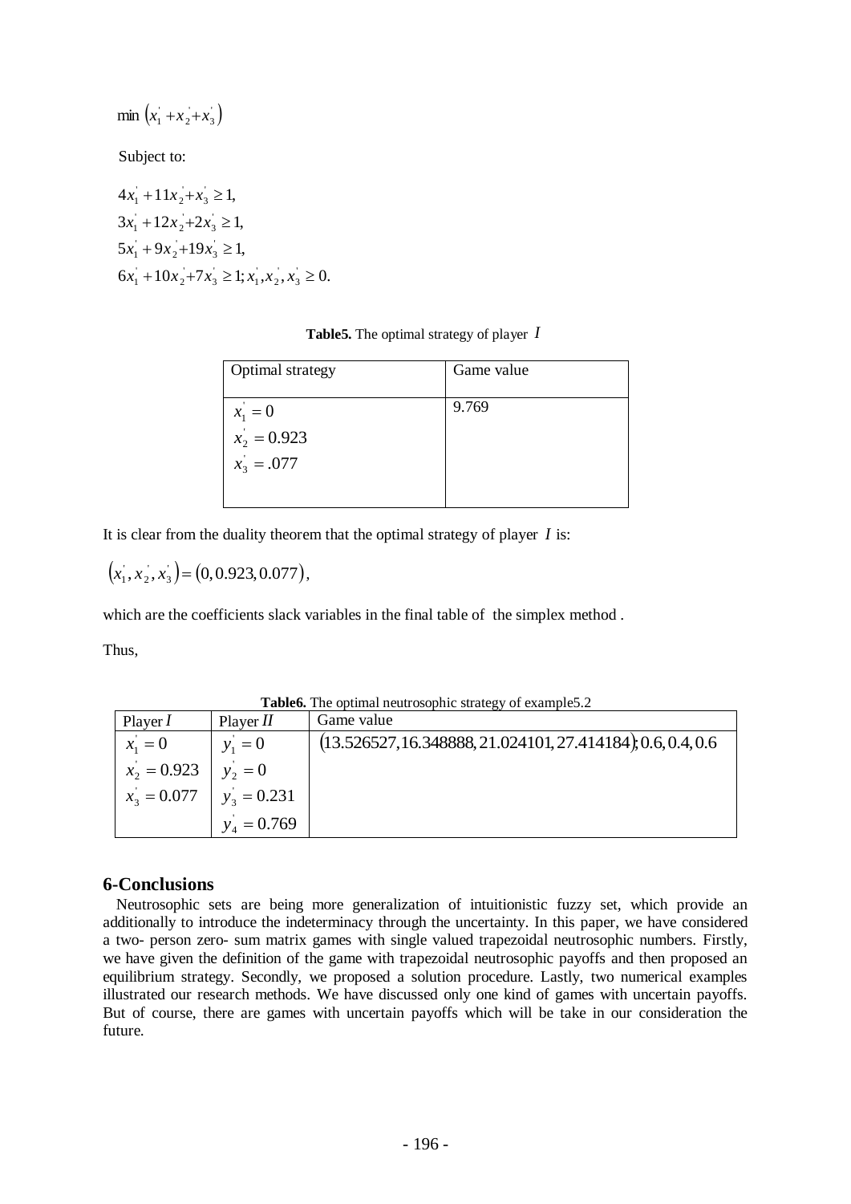$$\min \left(x_1^{'}+x_2^{'}+x_3^{'}\right)$$

Subject to:

$$
\begin{aligned}
&4x_1^{'}+11x_2^{'}+x_3^{'}\geq 1,\\
&3x_1^{'}+12x_2^{'}+2x_3^{'}\geq 1,\\
&5x_1^{'}+9x_2^{'}+19x_3^{'}\geq 1,\\
&6x_1^{'}+10x_2^{'}+7x_3^{'}\geq 1; x_1^{'},x_2^{'},x_3^{'}\geq 0.
\end{aligned}
$$

**Table5.** The optimal strategy of player $I$

| Optimal strategy | Game value |
|---|---|
| $x_1^{'}=0$ <br> $x_2^{'}=0.923$ <br> $x_3^{'}=.077$ | 9.769 |

It is clear from the duality theorem that the optimal strategy of player $I$ is:

$$\left(x_1^{'},x_2^{'},x_3^{'}\right)=\left(0,0.923,0.077\right),$$

which are the coefficients slack variables in the final table of the simplex method .

Thus,

**Table6.** The optimal neutrosophic strategy of example5.2

| Player $I$ | Player $II$ | Game value |
|---|---|---|
| $x_1^{'}=0$ | $y_1^{'}=0$ | $(13.526527,16.348888,21.024101,27.414184);0.6,0.4,0.6$ |
| $x_2^{'}=0.923$ | $y_2^{'}=0$ | |
| $x_3^{'}=0.077$ | $y_3^{'}=0.231$ | |
| | $y_4^{'}=0.769$ | |

## 6-Conclusions

Neutrosophic sets are being more generalization of intuitionistic fuzzy set, which provide an additionally to introduce the indeterminacy through the uncertainty. In this paper, we have considered a two- person zero- sum matrix games with single valued trapezoidal neutrosophic numbers. Firstly, we have given the definition of the game with trapezoidal neutrosophic payoffs and then proposed an equilibrium strategy. Secondly, we proposed a solution procedure. Lastly, two numerical examples illustrated our research methods. We have discussed only one kind of games with uncertain payoffs. But of course, there are games with uncertain payoffs which will be take in our consideration the future.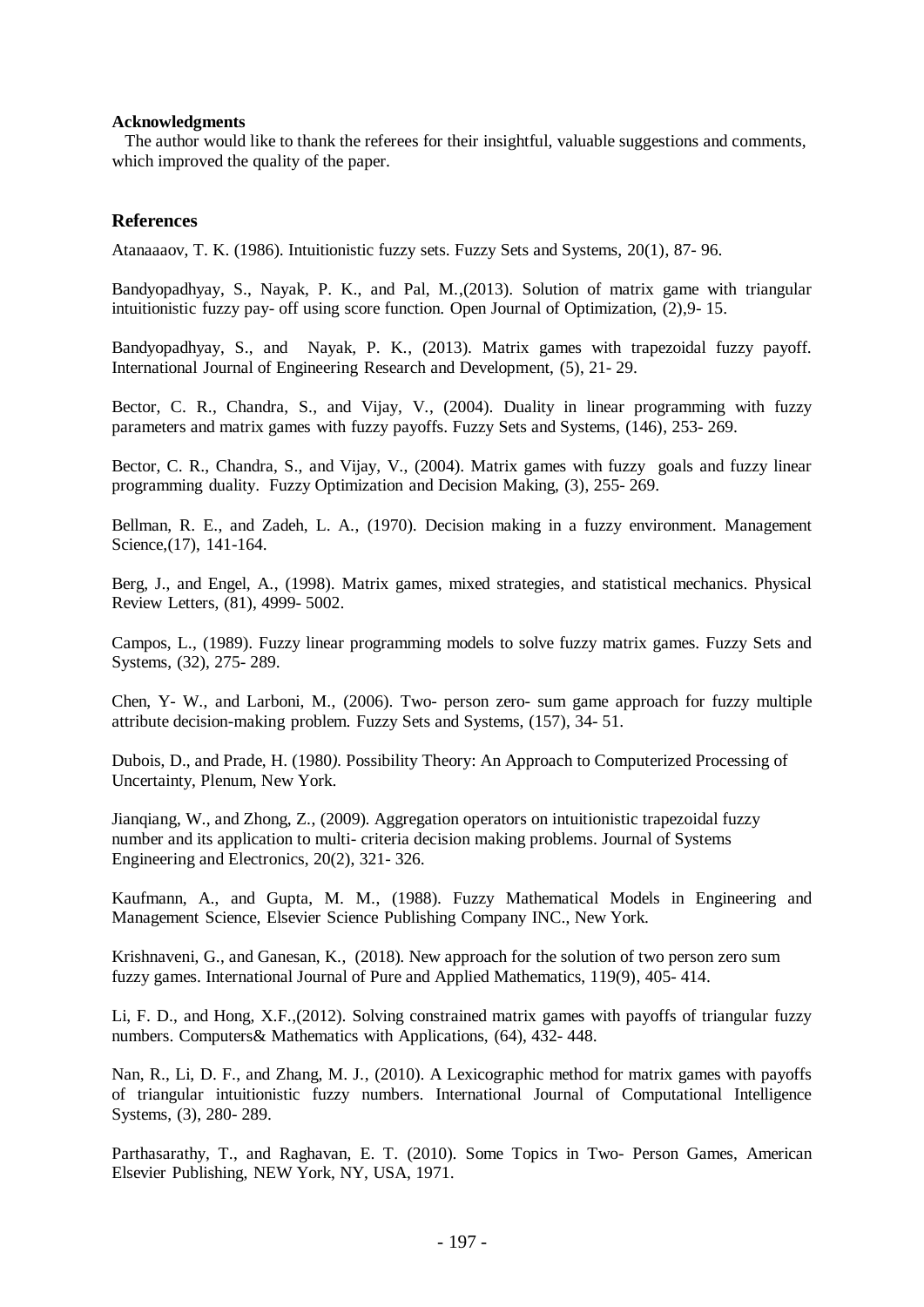**Acknowledgments**

The author would like to thank the referees for their insightful, valuable suggestions and comments, which improved the quality of the paper.

## References

Atanaaaov, T. K. (1986). Intuitionistic fuzzy sets. Fuzzy Sets and Systems, 20(1), 87- 96.

Bandyopadhyay, S., Nayak, P. K., and Pal, M.,(2013). Solution of matrix game with triangular intuitionistic fuzzy pay- off using score function. Open Journal of Optimization, (2),9- 15.

Bandyopadhyay, S., and Nayak, P. K., (2013). Matrix games with trapezoidal fuzzy payoff. International Journal of Engineering Research and Development, (5), 21- 29.

Bector, C. R., Chandra, S., and Vijay, V., (2004). Duality in linear programming with fuzzy parameters and matrix games with fuzzy payoffs. Fuzzy Sets and Systems, (146), 253- 269.

Bector, C. R., Chandra, S., and Vijay, V., (2004). Matrix games with fuzzy goals and fuzzy linear programming duality. Fuzzy Optimization and Decision Making, (3), 255- 269.

Bellman, R. E., and Zadeh, L. A., (1970). Decision making in a fuzzy environment. Management Science,(17), 141-164.

Berg, J., and Engel, A., (1998). Matrix games, mixed strategies, and statistical mechanics. Physical Review Letters, (81), 4999- 5002.

Campos, L., (1989). Fuzzy linear programming models to solve fuzzy matrix games. Fuzzy Sets and Systems, (32), 275- 289.

Chen, Y- W., and Larboni, M., (2006). Two- person zero- sum game approach for fuzzy multiple attribute decision-making problem. Fuzzy Sets and Systems, (157), 34- 51.

Dubois, D., and Prade, H. (1980*)*. Possibility Theory: An Approach to Computerized Processing of Uncertainty, Plenum, New York.

Jianqiang, W., and Zhong, Z., (2009). Aggregation operators on intuitionistic trapezoidal fuzzy number and its application to multi- criteria decision making problems. Journal of Systems Engineering and Electronics, 20(2), 321- 326.

Kaufmann, A., and Gupta, M. M., (1988). Fuzzy Mathematical Models in Engineering and Management Science, Elsevier Science Publishing Company INC., New York.

Krishnaveni, G., and Ganesan, K., (2018). New approach for the solution of two person zero sum fuzzy games. International Journal of Pure and Applied Mathematics, 119(9), 405- 414.

Li, F. D., and Hong, X.F.,(2012). Solving constrained matrix games with payoffs of triangular fuzzy numbers. Computers& Mathematics with Applications, (64), 432- 448.

Nan, R., Li, D. F., and Zhang, M. J., (2010). A Lexicographic method for matrix games with payoffs of triangular intuitionistic fuzzy numbers. International Journal of Computational Intelligence Systems, (3), 280- 289.

Parthasarathy, T., and Raghavan, E. T. (2010). Some Topics in Two- Person Games, American Elsevier Publishing, NEW York, NY, USA, 1971.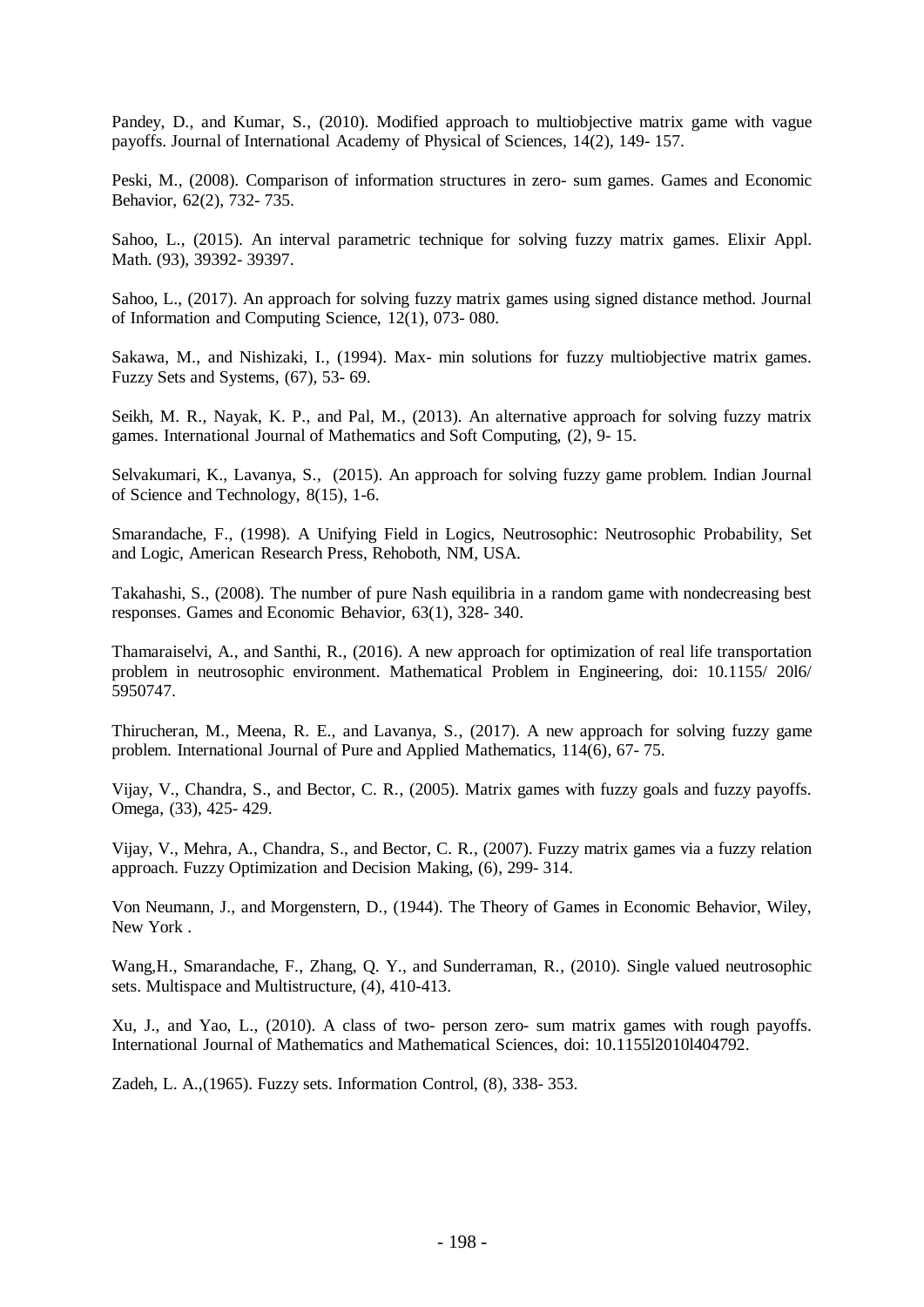Pandey, D., and Kumar, S., (2010). Modified approach to multiobjective matrix game with vague payoffs. Journal of International Academy of Physical of Sciences, 14(2), 149- 157.

Peski, M., (2008). Comparison of information structures in zero- sum games. Games and Economic Behavior, 62(2), 732- 735.

Sahoo, L., (2015). An interval parametric technique for solving fuzzy matrix games. Elixir Appl. Math. (93), 39392- 39397.

Sahoo, L., (2017). An approach for solving fuzzy matrix games using signed distance method. Journal of Information and Computing Science, 12(1), 073- 080.

Sakawa, M., and Nishizaki, I., (1994). Max- min solutions for fuzzy multiobjective matrix games. Fuzzy Sets and Systems, (67), 53- 69.

Seikh, M. R., Nayak, K. P., and Pal, M., (2013). An alternative approach for solving fuzzy matrix games. International Journal of Mathematics and Soft Computing, (2), 9- 15.

Selvakumari, K., Lavanya, S., (2015). An approach for solving fuzzy game problem. Indian Journal of Science and Technology, 8(15), 1-6.

Smarandache, F., (1998). A Unifying Field in Logics, Neutrosophic: Neutrosophic Probability, Set and Logic, American Research Press, Rehoboth, NM, USA.

Takahashi, S., (2008). The number of pure Nash equilibria in a random game with nondecreasing best responses. Games and Economic Behavior, 63(1), 328- 340.

Thamaraiselvi, A., and Santhi, R., (2016). A new approach for optimization of real life transportation problem in neutrosophic environment. Mathematical Problem in Engineering, doi: 10.1155/ 20l6/ 5950747.

Thirucheran, M., Meena, R. E., and Lavanya, S., (2017). A new approach for solving fuzzy game problem. International Journal of Pure and Applied Mathematics, 114(6), 67- 75.

Vijay, V., Chandra, S., and Bector, C. R., (2005). Matrix games with fuzzy goals and fuzzy payoffs. Omega, (33), 425- 429.

Vijay, V., Mehra, A., Chandra, S., and Bector, C. R., (2007). Fuzzy matrix games via a fuzzy relation approach. Fuzzy Optimization and Decision Making, (6), 299- 314.

Von Neumann, J., and Morgenstern, D., (1944). The Theory of Games in Economic Behavior, Wiley, New York .

Wang,H., Smarandache, F., Zhang, Q. Y., and Sunderraman, R., (2010). Single valued neutrosophic sets. Multispace and Multistructure, (4), 410-413.

Xu, J., and Yao, L., (2010). A class of two- person zero- sum matrix games with rough payoffs. International Journal of Mathematics and Mathematical Sciences, doi: 10.1155l2010l404792.

Zadeh, L. A.,(1965). Fuzzy sets. Information Control, (8), 338- 353.